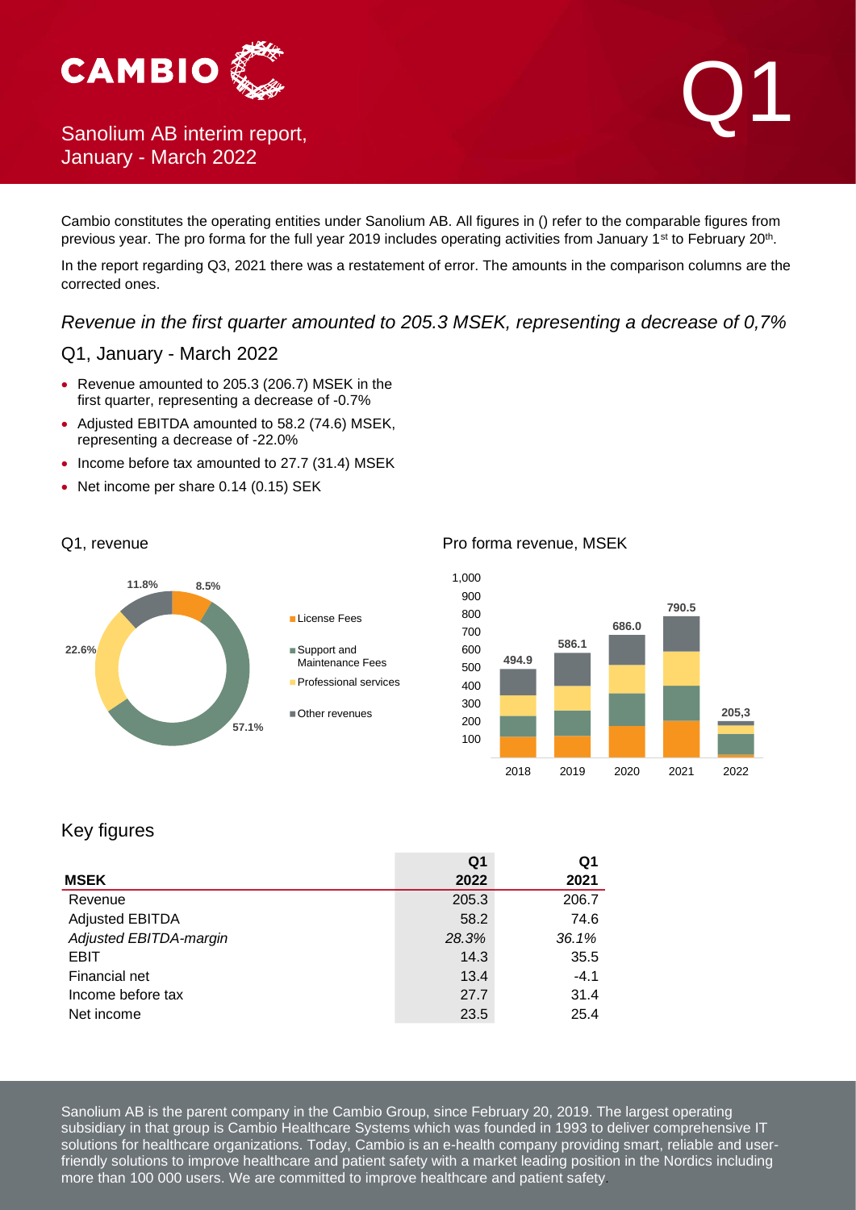# Sanolium AB interim report, January - March 2022

Q1

Cambio constitutes the operating entities under Sanolium AB. All figures in () refer to the comparable figures from previous year. The pro forma for the full year 2019 includes operating activities from January 1st to February 20th.

In the report regarding Q3, 2021 there was a restatement of error. The amounts in the comparison columns are the corrected ones.

*Revenue in the first quarter amounted to 205.3 MSEK, representing a decrease of 0,7%*

## Q1, January - March 2022

- Revenue amounted to 205.3 (206.7) MSEK in the first quarter, representing a decrease of -0.7%
- Adjusted EBITDA amounted to 58.2 (74.6) MSEK, representing a decrease of -22.0%
- Income before tax amounted to 27.7 (31.4) MSEK
- Net income per share 0.14 (0.15) SEK

Q1, revenue

- License Fees: 8.5%
- Support and Maintenance Fees: 57.1%
- Professional services: 22.6%
- Other revenues: 11.8%

Pro forma revenue, MSEK

| 2018 | 2019 | 2020 | 2021 | 2022 |
|---|---|---|---|---|
| 494.9 | 586.1 | 686.0 | 790.5 | 205,3 |

## Key figures

| MSEK | Q1 2022 | Q1 2021 |
|---|---|---|
| Revenue | 205.3 | 206.7 |
| Adjusted EBITDA | 58.2 | 74.6 |
| *Adjusted EBITDA-margin* | *28.3%* | *36.1%* |
| EBIT | 14.3 | 35.5 |
| Financial net | 13.4 | -4.1 |
| Income before tax | 27.7 | 31.4 |
| Net income | 23.5 | 25.4 |

Sanolium AB is the parent company in the Cambio Group, since February 20, 2019. The largest operating subsidiary in that group is Cambio Healthcare Systems which was founded in 1993 to deliver comprehensive IT solutions for healthcare organizations. Today, Cambio is an e-health company providing smart, reliable and user-friendly solutions to improve healthcare and patient safety with a market leading position in the Nordics including more than 100 000 users. We are committed to improve healthcare and patient safety.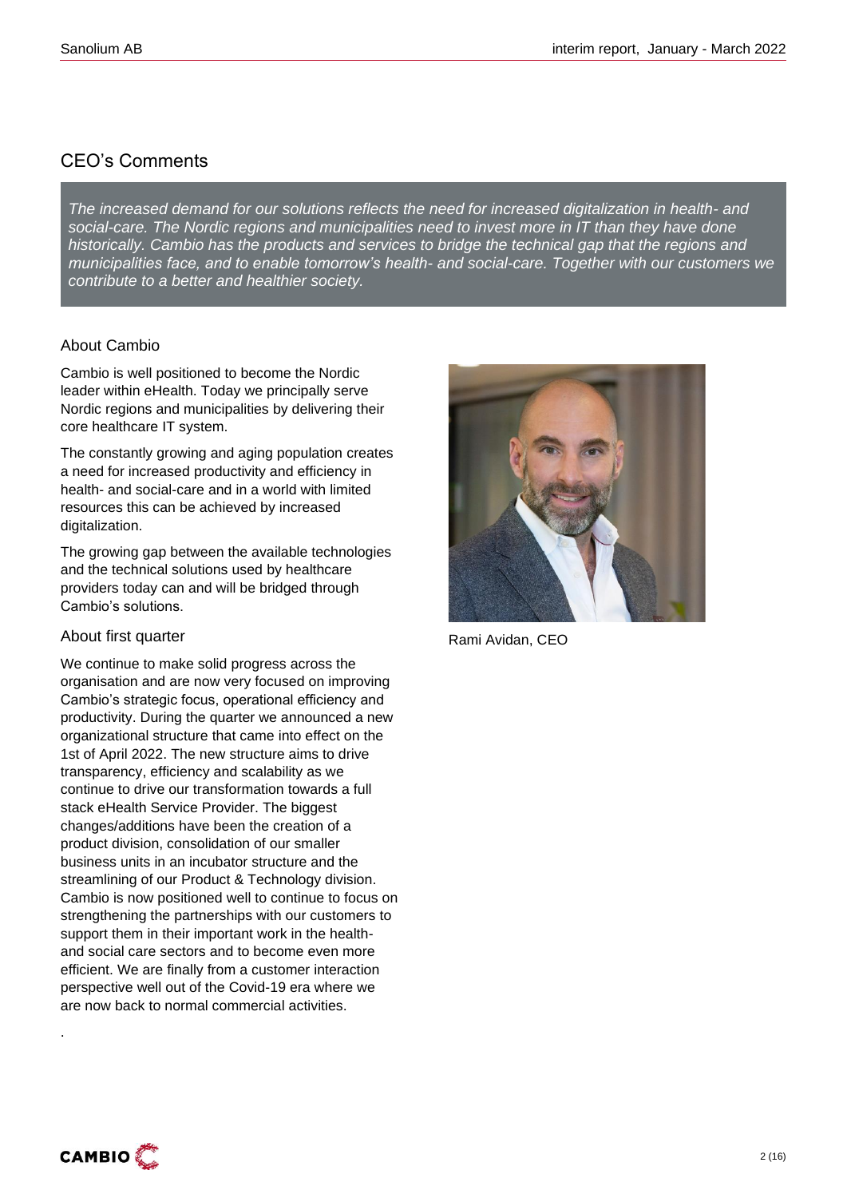## CEO's Comments

*The increased demand for our solutions reflects the need for increased digitalization in health- and social-care. The Nordic regions and municipalities need to invest more in IT than they have done historically. Cambio has the products and services to bridge the technical gap that the regions and municipalities face, and to enable tomorrow's health- and social-care. Together with our customers we contribute to a better and healthier society.*

### About Cambio

Cambio is well positioned to become the Nordic leader within eHealth. Today we principally serve Nordic regions and municipalities by delivering their core healthcare IT system.

The constantly growing and aging population creates a need for increased productivity and efficiency in health- and social-care and in a world with limited resources this can be achieved by increased digitalization.

The growing gap between the available technologies and the technical solutions used by healthcare providers today can and will be bridged through Cambio's solutions.

Rami Avidan, CEO

### About first quarter

We continue to make solid progress across the organisation and are now very focused on improving Cambio's strategic focus, operational efficiency and productivity. During the quarter we announced a new organizational structure that came into effect on the 1st of April 2022. The new structure aims to drive transparency, efficiency and scalability as we continue to drive our transformation towards a full stack eHealth Service Provider. The biggest changes/additions have been the creation of a product division, consolidation of our smaller business units in an incubator structure and the streamlining of our Product & Technology division. Cambio is now positioned well to continue to focus on strengthening the partnerships with our customers to support them in their important work in the health- and social care sectors and to become even more efficient. We are finally from a customer interaction perspective well out of the Covid-19 era where we are now back to normal commercial activities.

.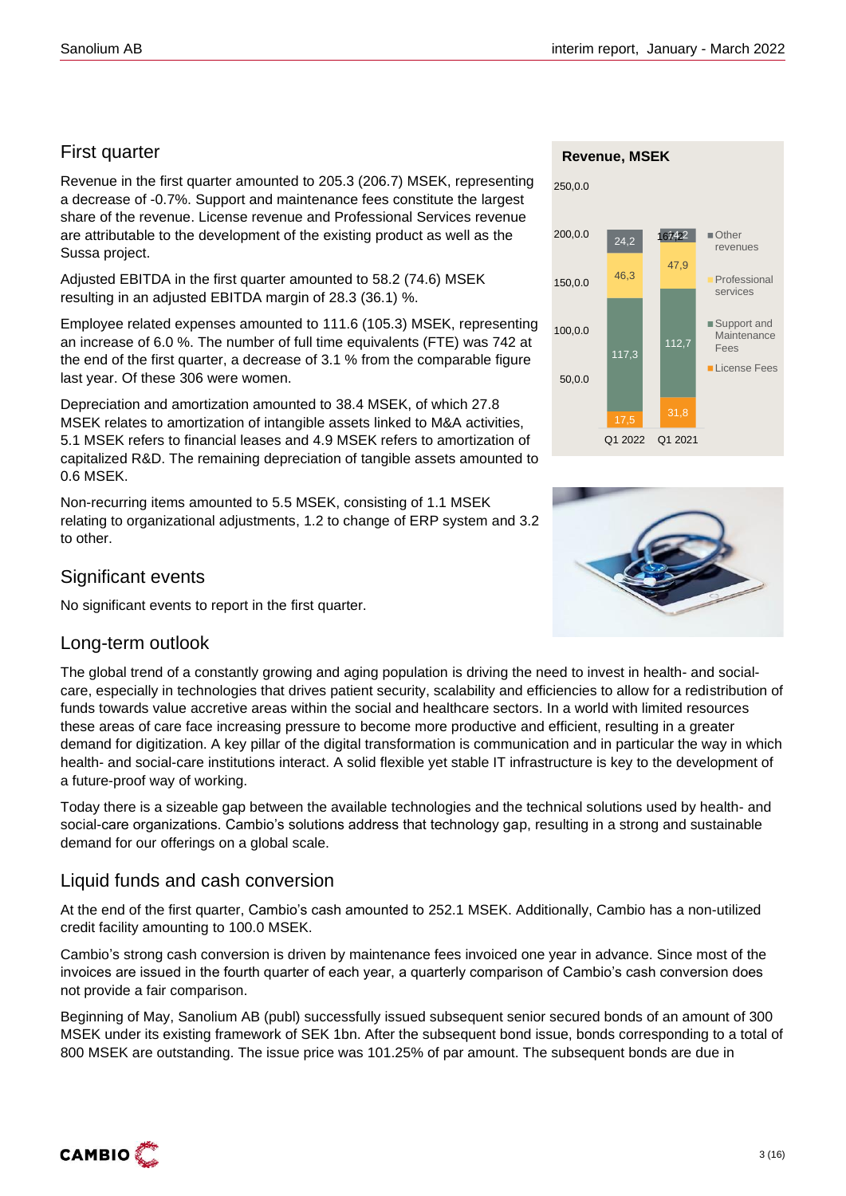## First quarter

Revenue in the first quarter amounted to 205.3 (206.7) MSEK, representing a decrease of -0.7%. Support and maintenance fees constitute the largest share of the revenue. License revenue and Professional Services revenue are attributable to the development of the existing product as well as the Sussa project.

Adjusted EBITDA in the first quarter amounted to 58.2 (74.6) MSEK resulting in an adjusted EBITDA margin of 28.3 (36.1) %.

Employee related expenses amounted to 111.6 (105.3) MSEK, representing an increase of 6.0 %. The number of full time equivalents (FTE) was 742 at the end of the first quarter, a decrease of 3.1 % from the comparable figure last year. Of these 306 were women.

Depreciation and amortization amounted to 38.4 MSEK, of which 27.8 MSEK relates to amortization of intangible assets linked to M&A activities, 5.1 MSEK refers to financial leases and 4.9 MSEK refers to amortization of capitalized R&D. The remaining depreciation of tangible assets amounted to 0.6 MSEK.

Non-recurring items amounted to 5.5 MSEK, consisting of 1.1 MSEK relating to organizational adjustments, 1.2 to change of ERP system and 3.2 to other.

**Revenue, MSEK**

| | Q1 2022 | Q1 2021 |
|---|---|---|
| Other revenues | 24,2 | 14,2 |
| Professional services | 46,3 | 47,9 |
| Support and Maintenance Fees | 117,3 | 112,7 |
| License Fees | 17,5 | 31,8 |

## Significant events

No significant events to report in the first quarter.

## Long-term outlook

The global trend of a constantly growing and aging population is driving the need to invest in health- and social-care, especially in technologies that drives patient security, scalability and efficiencies to allow for a redistribution of funds towards value accretive areas within the social and healthcare sectors. In a world with limited resources these areas of care face increasing pressure to become more productive and efficient, resulting in a greater demand for digitization. A key pillar of the digital transformation is communication and in particular the way in which health- and social-care institutions interact. A solid flexible yet stable IT infrastructure is key to the development of a future-proof way of working.

Today there is a sizeable gap between the available technologies and the technical solutions used by health- and social-care organizations. Cambio's solutions address that technology gap, resulting in a strong and sustainable demand for our offerings on a global scale.

## Liquid funds and cash conversion

At the end of the first quarter, Cambio's cash amounted to 252.1 MSEK. Additionally, Cambio has a non-utilized credit facility amounting to 100.0 MSEK.

Cambio's strong cash conversion is driven by maintenance fees invoiced one year in advance. Since most of the invoices are issued in the fourth quarter of each year, a quarterly comparison of Cambio's cash conversion does not provide a fair comparison.

Beginning of May, Sanolium AB (publ) successfully issued subsequent senior secured bonds of an amount of 300 MSEK under its existing framework of SEK 1bn. After the subsequent bond issue, bonds corresponding to a total of 800 MSEK are outstanding. The issue price was 101.25% of par amount. The subsequent bonds are due in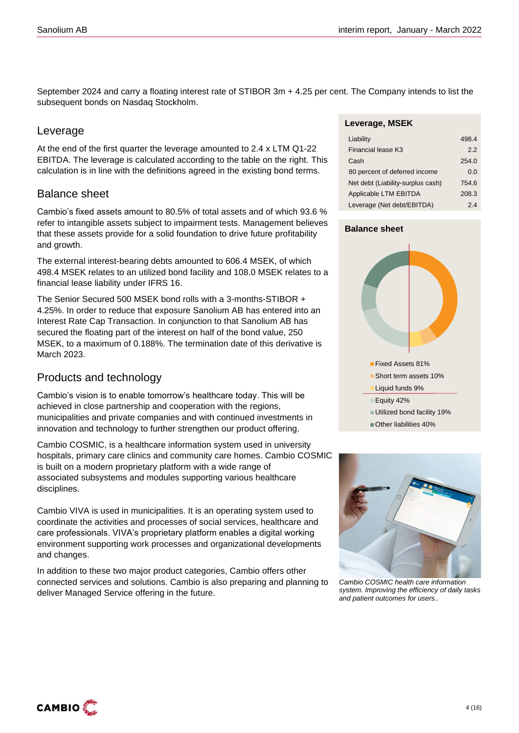September 2024 and carry a floating interest rate of STIBOR 3m + 4.25 per cent. The Company intends to list the subsequent bonds on Nasdaq Stockholm.

## Leverage

At the end of the first quarter the leverage amounted to 2.4 x LTM Q1-22 EBITDA. The leverage is calculated according to the table on the right. This calculation is in line with the definitions agreed in the existing bond terms.

**Leverage, MSEK**

| | |
|---|---|
| Liability | 498.4 |
| Financial lease K3 | 2.2 |
| Cash | 254.0 |
| 80 percent of deferred income | 0.0 |
| Net debt (Liability-surplus cash) | 754.6 |
| Applicable LTM EBITDA | 208.3 |
| Leverage (Net debt/EBITDA) | 2.4 |

## Balance sheet

Cambio's fixed assets amount to 80.5% of total assets and of which 93.6 % refer to intangible assets subject to impairment tests. Management believes that these assets provide for a solid foundation to drive future profitability and growth.

The external interest-bearing debts amounted to 606.4 MSEK, of which 498.4 MSEK relates to an utilized bond facility and 108.0 MSEK relates to a financial lease liability under IFRS 16.

The Senior Secured 500 MSEK bond rolls with a 3-months-STIBOR + 4.25%. In order to reduce that exposure Sanolium AB has entered into an Interest Rate Cap Transaction. In conjunction to that Sanolium AB has secured the floating part of the interest on half of the bond value, 250 MSEK, to a maximum of 0.188%. The termination date of this derivative is March 2023.

**Balance sheet**

- Fixed Assets 81%
- Short term assets 10%
- Liquid funds 9%
- Equity 42%
- Utilized bond facility 19%
- Other liabilities 40%

## Products and technology

Cambio's vision is to enable tomorrow's healthcare today. This will be achieved in close partnership and cooperation with the regions, municipalities and private companies and with continued investments in innovation and technology to further strengthen our product offering.

Cambio COSMIC, is a healthcare information system used in university hospitals, primary care clinics and community care homes. Cambio COSMIC is built on a modern proprietary platform with a wide range of associated subsystems and modules supporting various healthcare disciplines.

Cambio VIVA is used in municipalities. It is an operating system used to coordinate the activities and processes of social services, healthcare and care professionals. VIVA's proprietary platform enables a digital working environment supporting work processes and organizational developments and changes.

In addition to these two major product categories, Cambio offers other connected services and solutions. Cambio is also preparing and planning to deliver Managed Service offering in the future.

*Cambio COSMIC health care information system. Improving the efficiency of daily tasks and patient outcomes for users..*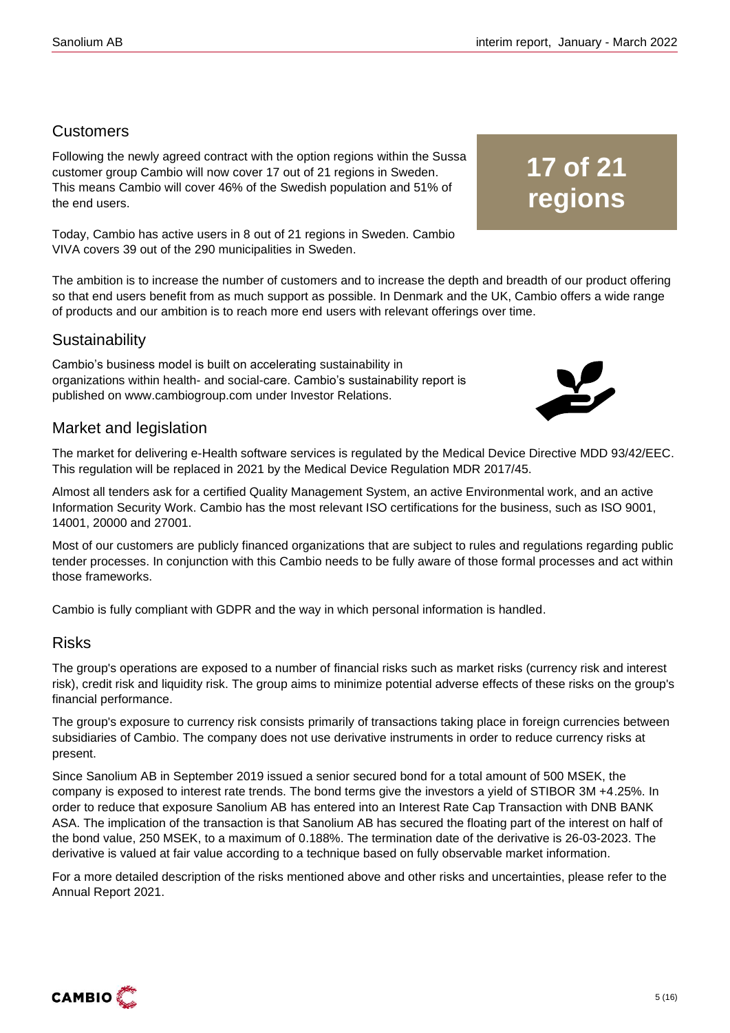## Customers

Following the newly agreed contract with the option regions within the Sussa customer group Cambio will now cover 17 out of 21 regions in Sweden. This means Cambio will cover 46% of the Swedish population and 51% of the end users.

**17 of 21 regions**

Today, Cambio has active users in 8 out of 21 regions in Sweden. Cambio VIVA covers 39 out of the 290 municipalities in Sweden.

The ambition is to increase the number of customers and to increase the depth and breadth of our product offering so that end users benefit from as much support as possible. In Denmark and the UK, Cambio offers a wide range of products and our ambition is to reach more end users with relevant offerings over time.

## Sustainability

Cambio's business model is built on accelerating sustainability in organizations within health- and social-care. Cambio's sustainability report is published on www.cambiogroup.com under Investor Relations.

## Market and legislation

The market for delivering e-Health software services is regulated by the Medical Device Directive MDD 93/42/EEC. This regulation will be replaced in 2021 by the Medical Device Regulation MDR 2017/45.

Almost all tenders ask for a certified Quality Management System, an active Environmental work, and an active Information Security Work. Cambio has the most relevant ISO certifications for the business, such as ISO 9001, 14001, 20000 and 27001.

Most of our customers are publicly financed organizations that are subject to rules and regulations regarding public tender processes. In conjunction with this Cambio needs to be fully aware of those formal processes and act within those frameworks.

Cambio is fully compliant with GDPR and the way in which personal information is handled.

## Risks

The group's operations are exposed to a number of financial risks such as market risks (currency risk and interest risk), credit risk and liquidity risk. The group aims to minimize potential adverse effects of these risks on the group's financial performance.

The group's exposure to currency risk consists primarily of transactions taking place in foreign currencies between subsidiaries of Cambio. The company does not use derivative instruments in order to reduce currency risks at present.

Since Sanolium AB in September 2019 issued a senior secured bond for a total amount of 500 MSEK, the company is exposed to interest rate trends. The bond terms give the investors a yield of STIBOR 3M +4.25%. In order to reduce that exposure Sanolium AB has entered into an Interest Rate Cap Transaction with DNB BANK ASA. The implication of the transaction is that Sanolium AB has secured the floating part of the interest on half of the bond value, 250 MSEK, to a maximum of 0.188%. The termination date of the derivative is 26-03-2023. The derivative is valued at fair value according to a technique based on fully observable market information.

For a more detailed description of the risks mentioned above and other risks and uncertainties, please refer to the Annual Report 2021.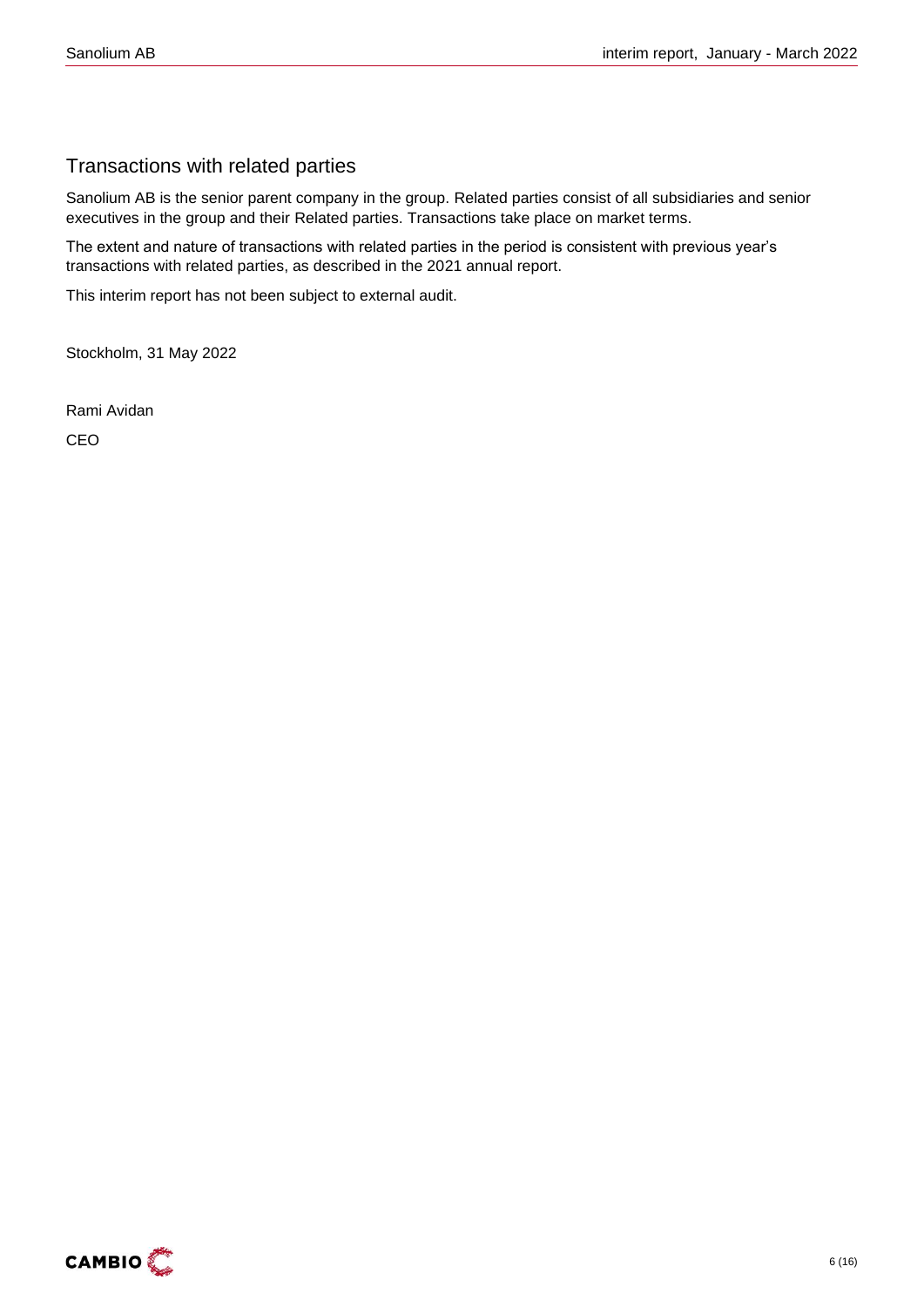## Transactions with related parties

Sanolium AB is the senior parent company in the group. Related parties consist of all subsidiaries and senior executives in the group and their Related parties. Transactions take place on market terms.

The extent and nature of transactions with related parties in the period is consistent with previous year's transactions with related parties, as described in the 2021 annual report.

This interim report has not been subject to external audit.

Stockholm, 31 May 2022

Rami Avidan

CEO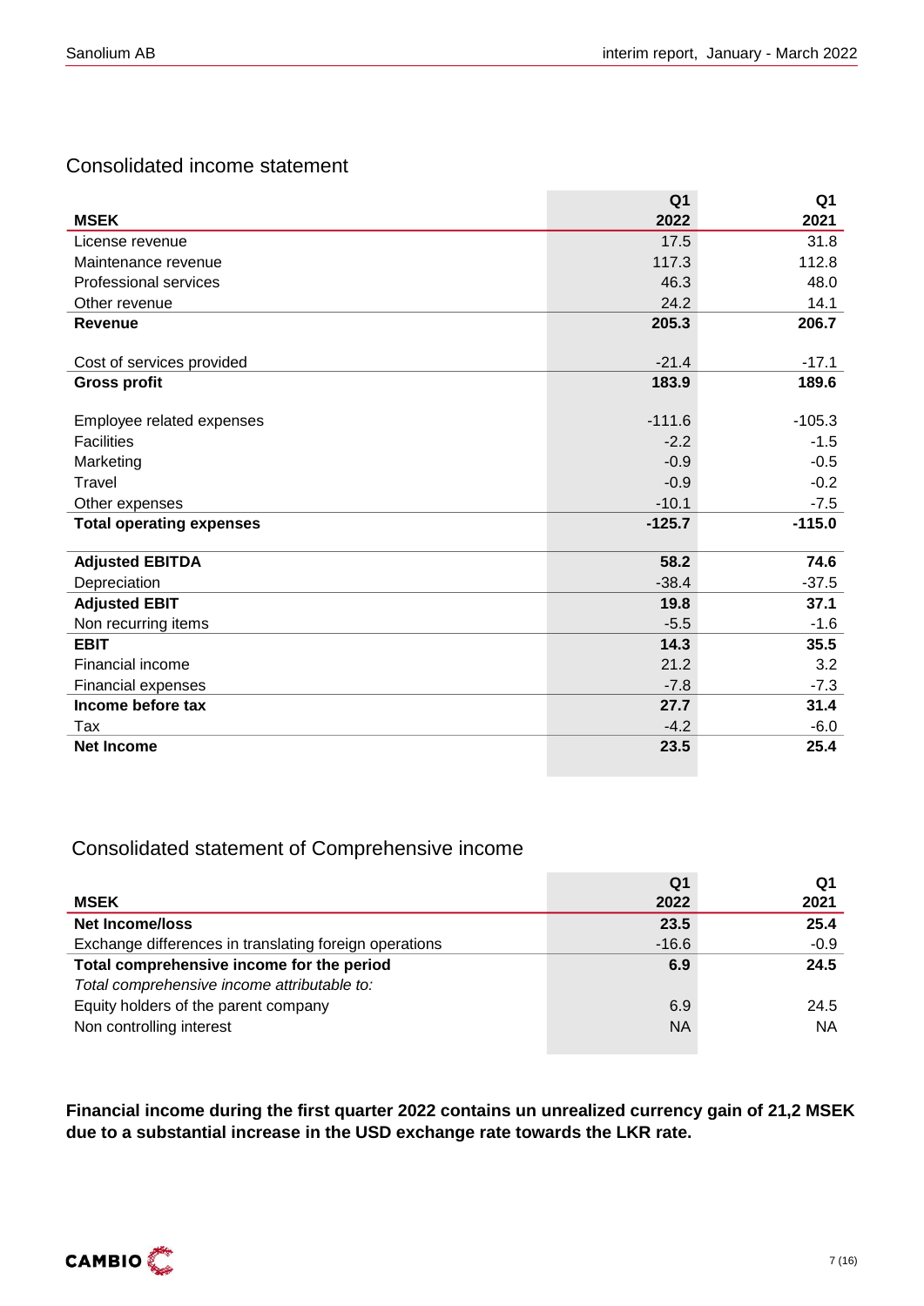## Consolidated income statement

| MSEK | Q1 2022 | Q1 2021 |
|---|---|---|
| License revenue | 17.5 | 31.8 |
| Maintenance revenue | 117.3 | 112.8 |
| Professional services | 46.3 | 48.0 |
| Other revenue | 24.2 | 14.1 |
| **Revenue** | **205.3** | **206.7** |
| | | |
| Cost of services provided | -21.4 | -17.1 |
| **Gross profit** | **183.9** | **189.6** |
| | | |
| Employee related expenses | -111.6 | -105.3 |
| Facilities | -2.2 | -1.5 |
| Marketing | -0.9 | -0.5 |
| Travel | -0.9 | -0.2 |
| Other expenses | -10.1 | -7.5 |
| **Total operating expenses** | **-125.7** | **-115.0** |
| | | |
| **Adjusted EBITDA** | **58.2** | **74.6** |
| Depreciation | -38.4 | -37.5 |
| **Adjusted EBIT** | **19.8** | **37.1** |
| Non recurring items | -5.5 | -1.6 |
| **EBIT** | **14.3** | **35.5** |
| Financial income | 21.2 | 3.2 |
| Financial expenses | -7.8 | -7.3 |
| **Income before tax** | **27.7** | **31.4** |
| Tax | -4.2 | -6.0 |
| **Net Income** | **23.5** | **25.4** |

## Consolidated statement of Comprehensive income

| MSEK | Q1 2022 | Q1 2021 |
|---|---|---|
| **Net Income/loss** | **23.5** | **25.4** |
| Exchange differences in translating foreign operations | -16.6 | -0.9 |
| **Total comprehensive income for the period** | **6.9** | **24.5** |
| *Total comprehensive income attributable to:* | | |
| Equity holders of the parent company | 6.9 | 24.5 |
| Non controlling interest | NA | NA |

**Financial income during the first quarter 2022 contains un unrealized currency gain of 21,2 MSEK due to a substantial increase in the USD exchange rate towards the LKR rate.**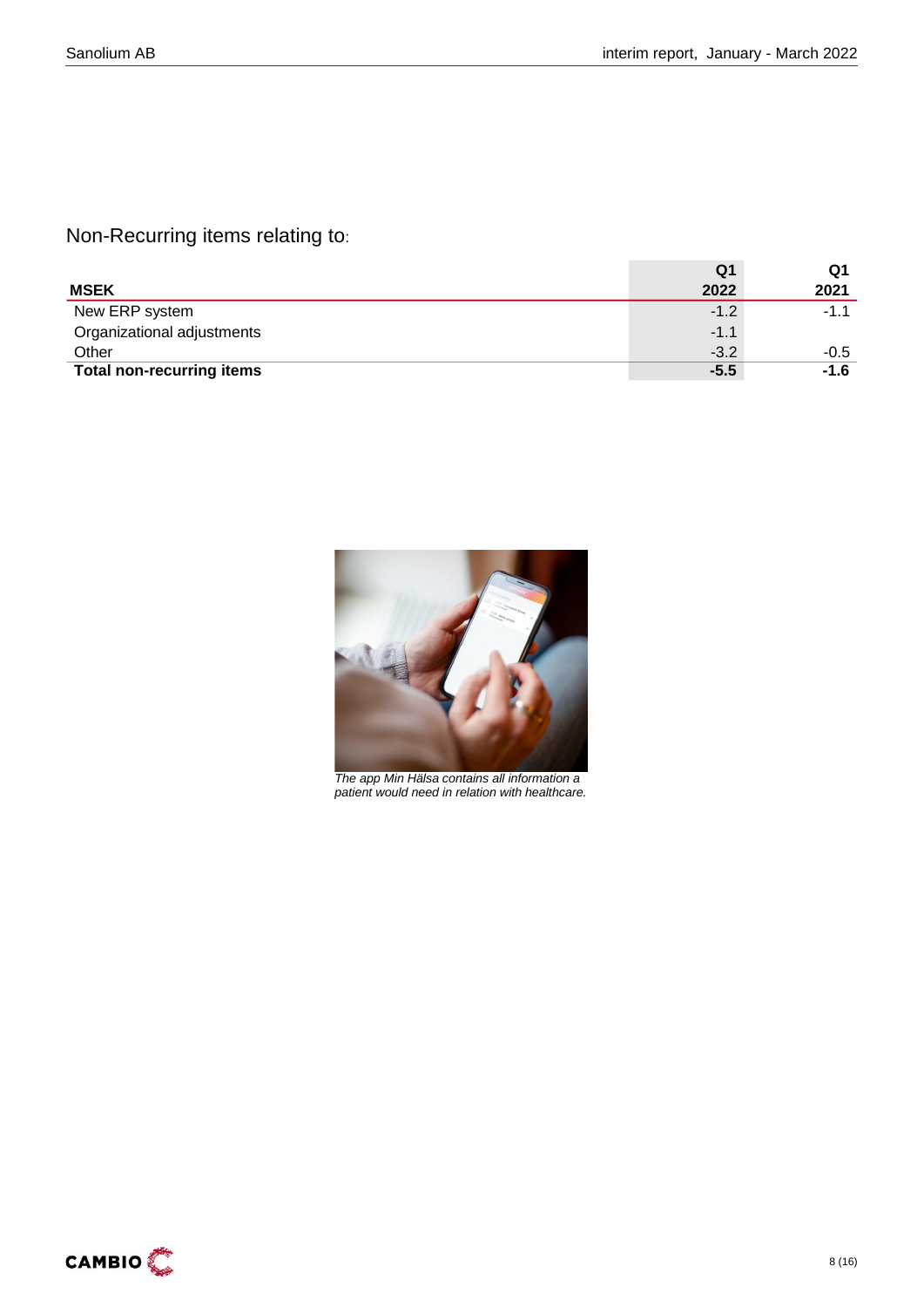## Non-Recurring items relating to:

| MSEK | Q1 2022 | Q1 2021 |
|---|---|---|
| New ERP system | -1.2 | -1.1 |
| Organizational adjustments | -1.1 | |
| Other | -3.2 | -0.5 |
| **Total non-recurring items** | **-5.5** | **-1.6** |

*The app Min Hälsa contains all information a patient would need in relation with healthcare.*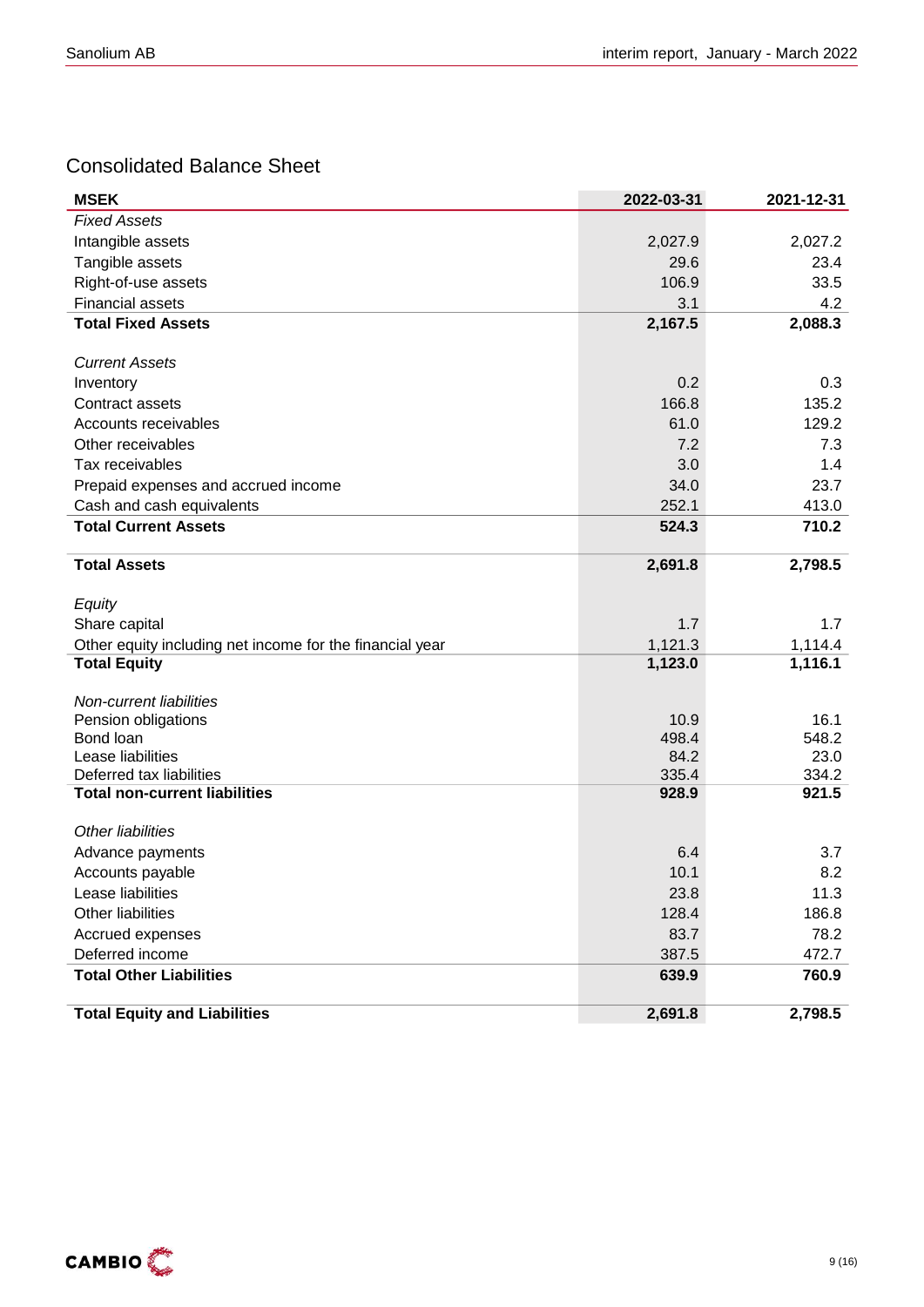## Consolidated Balance Sheet

| MSEK | 2022-03-31 | 2021-12-31 |
|---|---|---|
| *Fixed Assets* | | |
| Intangible assets | 2,027.9 | 2,027.2 |
| Tangible assets | 29.6 | 23.4 |
| Right-of-use assets | 106.9 | 33.5 |
| Financial assets | 3.1 | 4.2 |
| **Total Fixed Assets** | **2,167.5** | **2,088.3** |
| | | |
| *Current Assets* | | |
| Inventory | 0.2 | 0.3 |
| Contract assets | 166.8 | 135.2 |
| Accounts receivables | 61.0 | 129.2 |
| Other receivables | 7.2 | 7.3 |
| Tax receivables | 3.0 | 1.4 |
| Prepaid expenses and accrued income | 34.0 | 23.7 |
| Cash and cash equivalents | 252.1 | 413.0 |
| **Total Current Assets** | **524.3** | **710.2** |
| | | |
| **Total Assets** | **2,691.8** | **2,798.5** |
| | | |
| *Equity* | | |
| Share capital | 1.7 | 1.7 |
| Other equity including net income for the financial year | 1,121.3 | 1,114.4 |
| **Total Equity** | **1,123.0** | **1,116.1** |
| | | |
| *Non-current liabilities* | | |
| Pension obligations | 10.9 | 16.1 |
| Bond loan | 498.4 | 548.2 |
| Lease liabilities | 84.2 | 23.0 |
| Deferred tax liabilities | 335.4 | 334.2 |
| **Total non-current liabilities** | **928.9** | **921.5** |
| | | |
| *Other liabilities* | | |
| Advance payments | 6.4 | 3.7 |
| Accounts payable | 10.1 | 8.2 |
| Lease liabilities | 23.8 | 11.3 |
| Other liabilities | 128.4 | 186.8 |
| Accrued expenses | 83.7 | 78.2 |
| Deferred income | 387.5 | 472.7 |
| **Total Other Liabilities** | **639.9** | **760.9** |
| | | |
| **Total Equity and Liabilities** | **2,691.8** | **2,798.5** |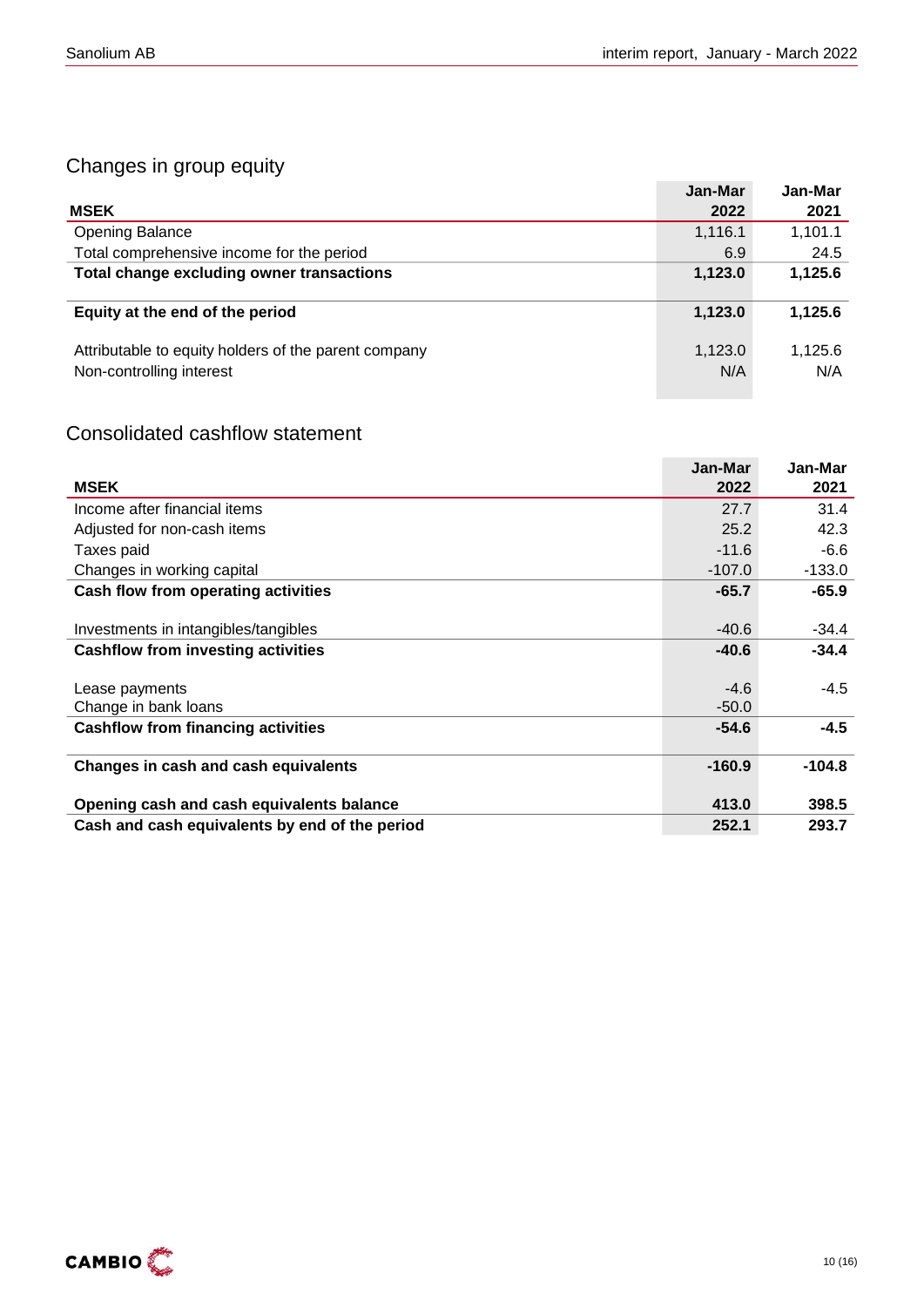## Changes in group equity

| MSEK | Jan-Mar 2022 | Jan-Mar 2021 |
|---|---|---|
| Opening Balance | 1,116.1 | 1,101.1 |
| Total comprehensive income for the period | 6.9 | 24.5 |
| **Total change excluding owner transactions** | **1,123.0** | **1,125.6** |
| | | |
| **Equity at the end of the period** | **1,123.0** | **1,125.6** |
| | | |
| Attributable to equity holders of the parent company | 1,123.0 | 1,125.6 |
| Non-controlling interest | N/A | N/A |

## Consolidated cashflow statement

| MSEK | Jan-Mar 2022 | Jan-Mar 2021 |
|---|---|---|
| Income after financial items | 27.7 | 31.4 |
| Adjusted for non-cash items | 25.2 | 42.3 |
| Taxes paid | -11.6 | -6.6 |
| Changes in working capital | -107.0 | -133.0 |
| **Cash flow from operating activities** | **-65.7** | **-65.9** |
| | | |
| Investments in intangibles/tangibles | -40.6 | -34.4 |
| **Cashflow from investing activities** | **-40.6** | **-34.4** |
| | | |
| Lease payments | -4.6 | -4.5 |
| Change in bank loans | -50.0 | |
| **Cashflow from financing activities** | **-54.6** | **-4.5** |
| | | |
| **Changes in cash and cash equivalents** | **-160.9** | **-104.8** |
| | | |
| **Opening cash and cash equivalents balance** | **413.0** | **398.5** |
| **Cash and cash equivalents by end of the period** | **252.1** | **293.7** |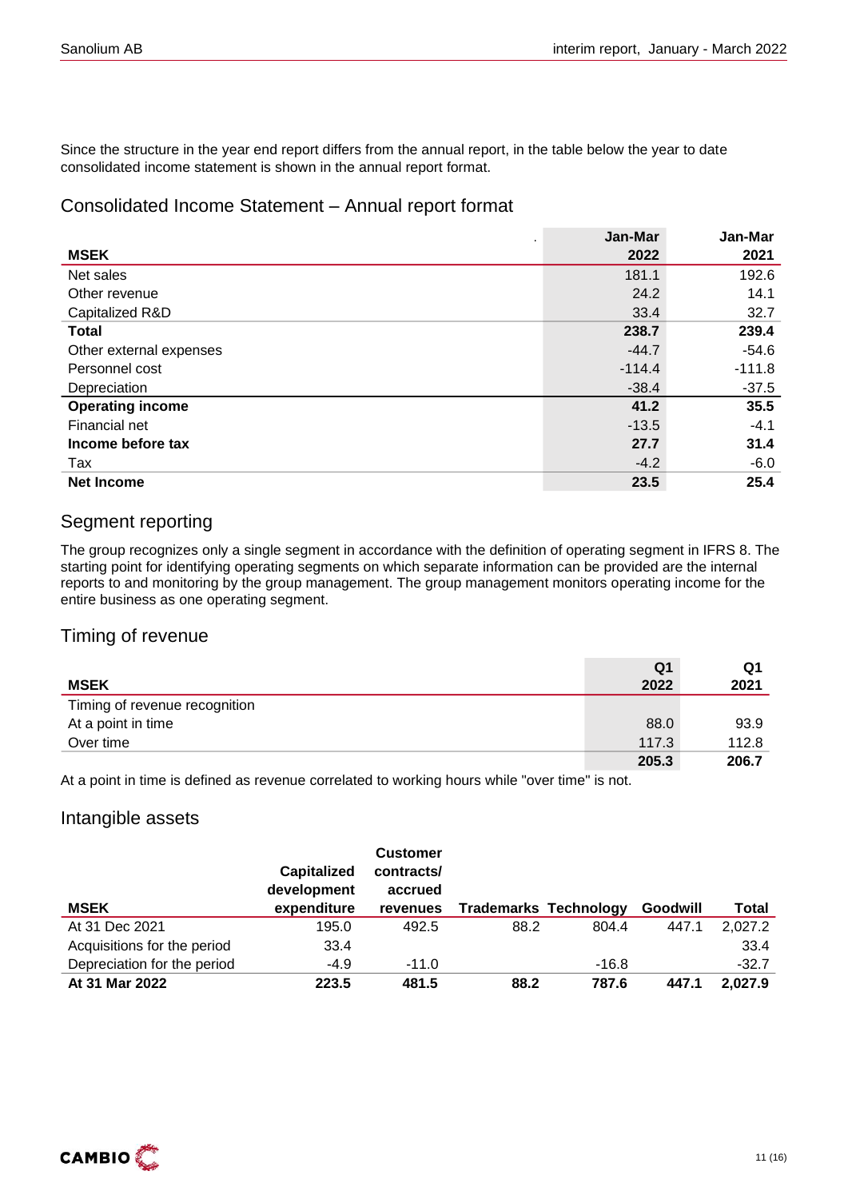Since the structure in the year end report differs from the annual report, in the table below the year to date consolidated income statement is shown in the annual report format.

## Consolidated Income Statement – Annual report format

| MSEK | Jan-Mar 2022 | Jan-Mar 2021 |
|---|---|---|
| Net sales | 181.1 | 192.6 |
| Other revenue | 24.2 | 14.1 |
| Capitalized R&D | 33.4 | 32.7 |
| **Total** | **238.7** | **239.4** |
| Other external expenses | -44.7 | -54.6 |
| Personnel cost | -114.4 | -111.8 |
| Depreciation | -38.4 | -37.5 |
| **Operating income** | **41.2** | **35.5** |
| Financial net | -13.5 | -4.1 |
| **Income before tax** | **27.7** | **31.4** |
| Tax | -4.2 | -6.0 |
| **Net Income** | **23.5** | **25.4** |

## Segment reporting

The group recognizes only a single segment in accordance with the definition of operating segment in IFRS 8. The starting point for identifying operating segments on which separate information can be provided are the internal reports to and monitoring by the group management. The group management monitors operating income for the entire business as one operating segment.

## Timing of revenue

| MSEK | Q1 2022 | Q1 2021 |
|---|---|---|
| Timing of revenue recognition | | |
| At a point in time | 88.0 | 93.9 |
| Over time | 117.3 | 112.8 |
| | **205.3** | **206.7** |

At a point in time is defined as revenue correlated to working hours while "over time" is not.

## Intangible assets

| MSEK | Capitalized development expenditure | Customer contracts/ accrued revenues | Trademarks | Technology | Goodwill | Total |
|---|---|---|---|---|---|---|
| At 31 Dec 2021 | 195.0 | 492.5 | 88.2 | 804.4 | 447.1 | 2,027.2 |
| Acquisitions for the period | 33.4 | | | | | 33.4 |
| Depreciation for the period | -4.9 | -11.0 | | -16.8 | | -32.7 |
| **At 31 Mar 2022** | **223.5** | **481.5** | **88.2** | **787.6** | **447.1** | **2,027.9** |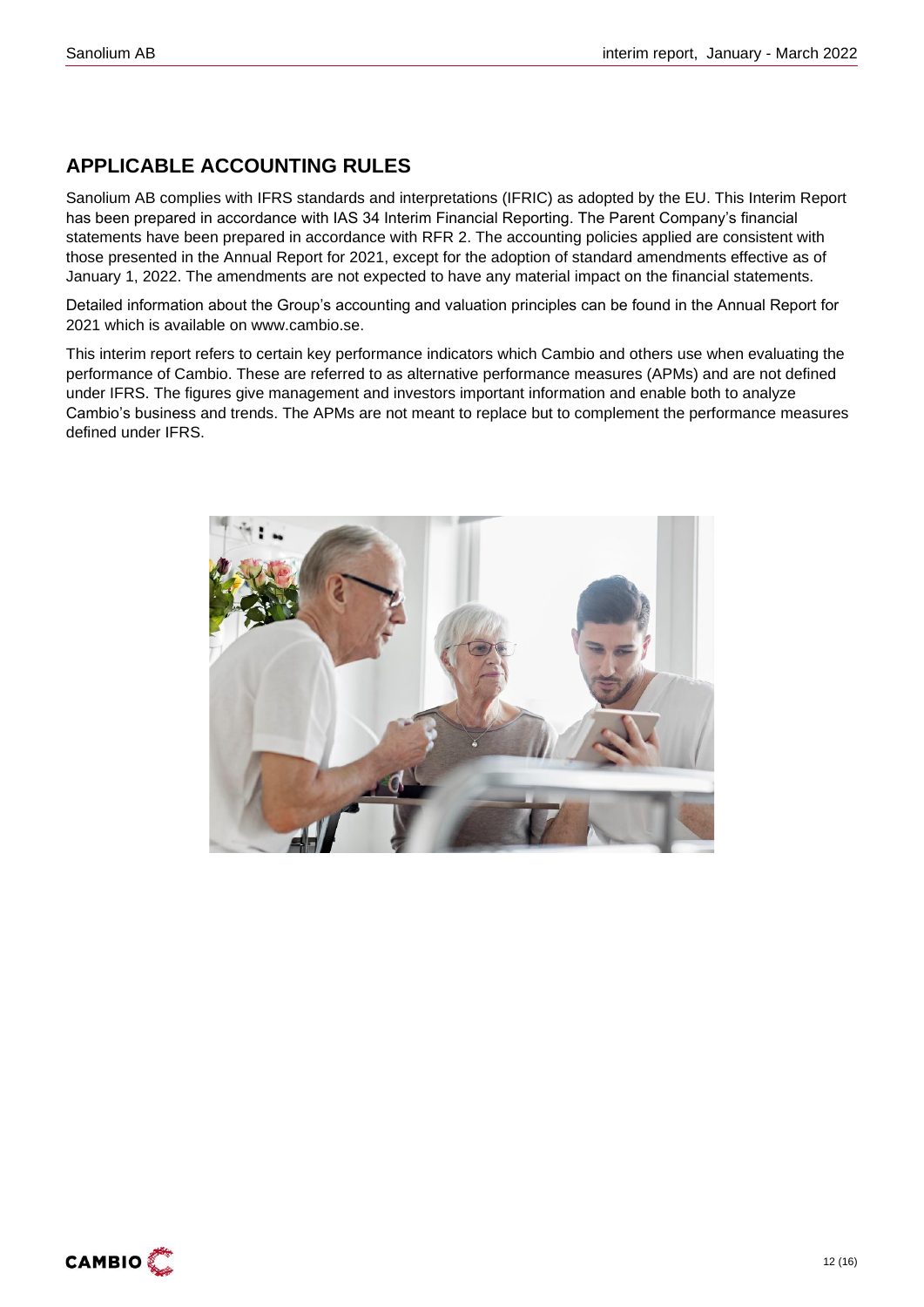## APPLICABLE ACCOUNTING RULES

Sanolium AB complies with IFRS standards and interpretations (IFRIC) as adopted by the EU. This Interim Report has been prepared in accordance with IAS 34 Interim Financial Reporting. The Parent Company's financial statements have been prepared in accordance with RFR 2. The accounting policies applied are consistent with those presented in the Annual Report for 2021, except for the adoption of standard amendments effective as of January 1, 2022. The amendments are not expected to have any material impact on the financial statements.

Detailed information about the Group's accounting and valuation principles can be found in the Annual Report for 2021 which is available on www.cambio.se.

This interim report refers to certain key performance indicators which Cambio and others use when evaluating the performance of Cambio. These are referred to as alternative performance measures (APMs) and are not defined under IFRS. The figures give management and investors important information and enable both to analyze Cambio's business and trends. The APMs are not meant to replace but to complement the performance measures defined under IFRS.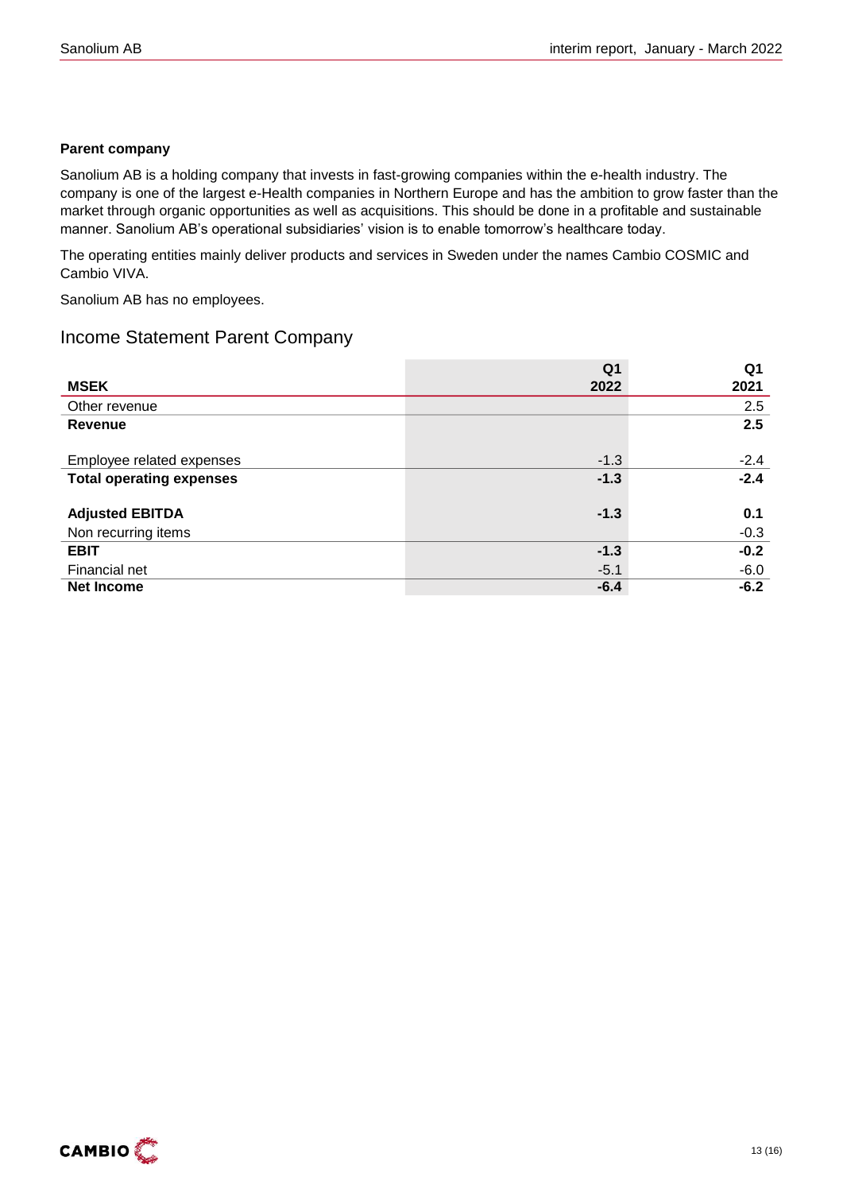**Parent company**

Sanolium AB is a holding company that invests in fast-growing companies within the e-health industry. The company is one of the largest e-Health companies in Northern Europe and has the ambition to grow faster than the market through organic opportunities as well as acquisitions. This should be done in a profitable and sustainable manner. Sanolium AB's operational subsidiaries' vision is to enable tomorrow's healthcare today.

The operating entities mainly deliver products and services in Sweden under the names Cambio COSMIC and Cambio VIVA.

Sanolium AB has no employees.

## Income Statement Parent Company

| MSEK | Q1 2022 | Q1 2021 |
|---|---|---|
| Other revenue | | 2.5 |
| **Revenue** | | **2.5** |
| | | |
| Employee related expenses | -1.3 | -2.4 |
| **Total operating expenses** | **-1.3** | **-2.4** |
| | | |
| **Adjusted EBITDA** | **-1.3** | **0.1** |
| Non recurring items | | -0.3 |
| **EBIT** | **-1.3** | **-0.2** |
| Financial net | -5.1 | -6.0 |
| **Net Income** | **-6.4** | **-6.2** |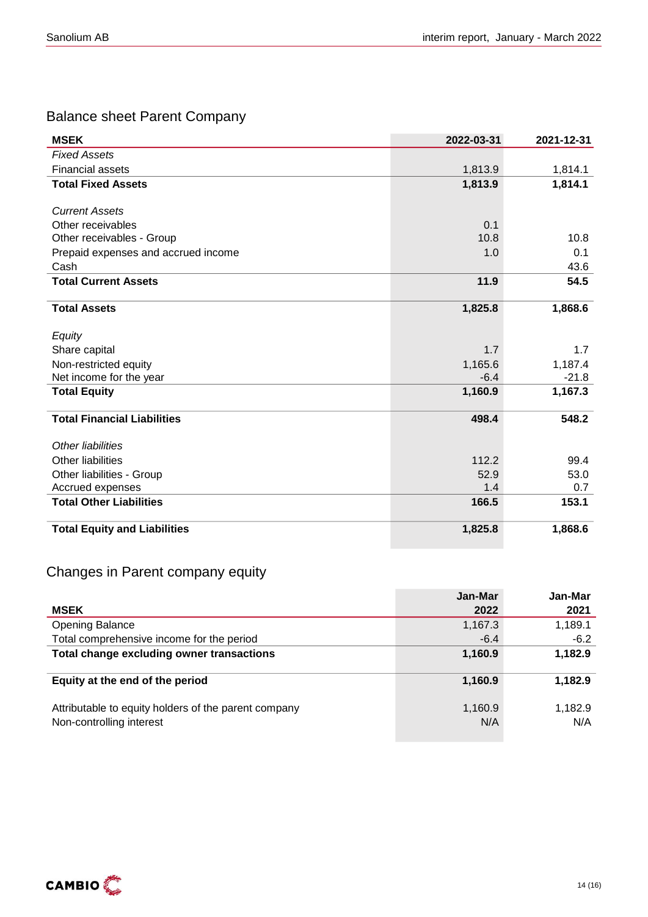## Balance sheet Parent Company

| MSEK | 2022-03-31 | 2021-12-31 |
|---|---|---|
| *Fixed Assets* | | |
| Financial assets | 1,813.9 | 1,814.1 |
| **Total Fixed Assets** | **1,813.9** | **1,814.1** |
| | | |
| *Current Assets* | | |
| Other receivables | 0.1 | |
| Other receivables - Group | 10.8 | 10.8 |
| Prepaid expenses and accrued income | 1.0 | 0.1 |
| Cash | | 43.6 |
| **Total Current Assets** | **11.9** | **54.5** |
| | | |
| **Total Assets** | **1,825.8** | **1,868.6** |
| | | |
| *Equity* | | |
| Share capital | 1.7 | 1.7 |
| Non-restricted equity | 1,165.6 | 1,187.4 |
| Net income for the year | -6.4 | -21.8 |
| **Total Equity** | **1,160.9** | **1,167.3** |
| | | |
| **Total Financial Liabilities** | **498.4** | **548.2** |
| | | |
| *Other liabilities* | | |
| Other liabilities | 112.2 | 99.4 |
| Other liabilities - Group | 52.9 | 53.0 |
| Accrued expenses | 1.4 | 0.7 |
| **Total Other Liabilities** | **166.5** | **153.1** |
| | | |
| **Total Equity and Liabilities** | **1,825.8** | **1,868.6** |

## Changes in Parent company equity

| MSEK | Jan-Mar 2022 | Jan-Mar 2021 |
|---|---|---|
| Opening Balance | 1,167.3 | 1,189.1 |
| Total comprehensive income for the period | -6.4 | -6.2 |
| **Total change excluding owner transactions** | **1,160.9** | **1,182.9** |
| | | |
| **Equity at the end of the period** | **1,160.9** | **1,182.9** |
| | | |
| Attributable to equity holders of the parent company | 1,160.9 | 1,182.9 |
| Non-controlling interest | N/A | N/A |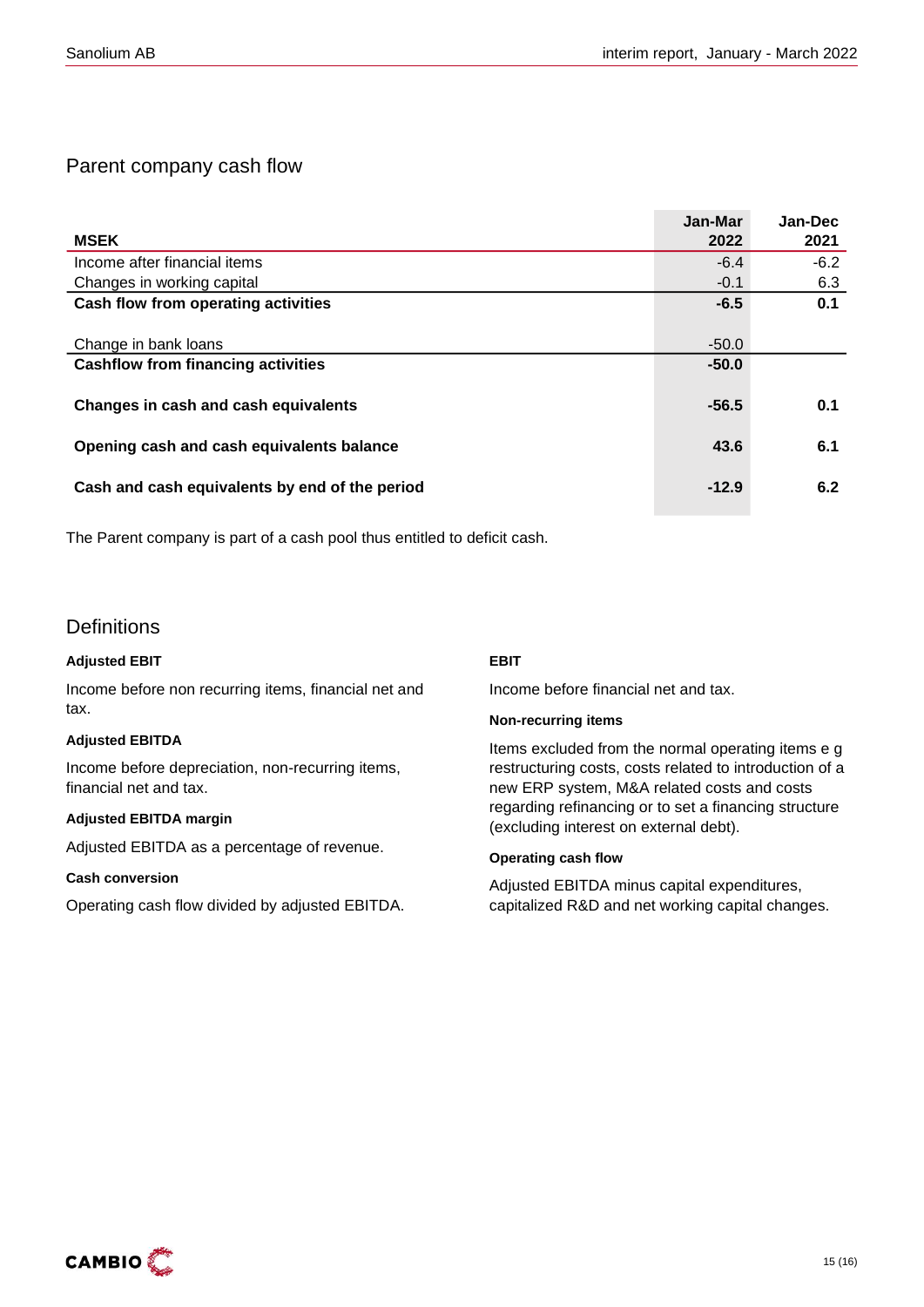## Parent company cash flow

| MSEK | Jan-Mar 2022 | Jan-Dec 2021 |
|---|---|---|
| Income after financial items | -6.4 | -6.2 |
| Changes in working capital | -0.1 | 6.3 |
| **Cash flow from operating activities** | **-6.5** | **0.1** |
| Change in bank loans | -50.0 | |
| **Cashflow from financing activities** | **-50.0** | |
| **Changes in cash and cash equivalents** | **-56.5** | **0.1** |
| **Opening cash and cash equivalents balance** | **43.6** | **6.1** |
| **Cash and cash equivalents by end of the period** | **-12.9** | **6.2** |

The Parent company is part of a cash pool thus entitled to deficit cash.

## Definitions

**Adjusted EBIT**

Income before non recurring items, financial net and tax.

**Adjusted EBITDA**

Income before depreciation, non-recurring items, financial net and tax.

**Adjusted EBITDA margin**

Adjusted EBITDA as a percentage of revenue.

**Cash conversion**

Operating cash flow divided by adjusted EBITDA.

**EBIT**

Income before financial net and tax.

**Non-recurring items**

Items excluded from the normal operating items e g restructuring costs, costs related to introduction of a new ERP system, M&A related costs and costs regarding refinancing or to set a financing structure (excluding interest on external debt).

**Operating cash flow**

Adjusted EBITDA minus capital expenditures, capitalized R&D and net working capital changes.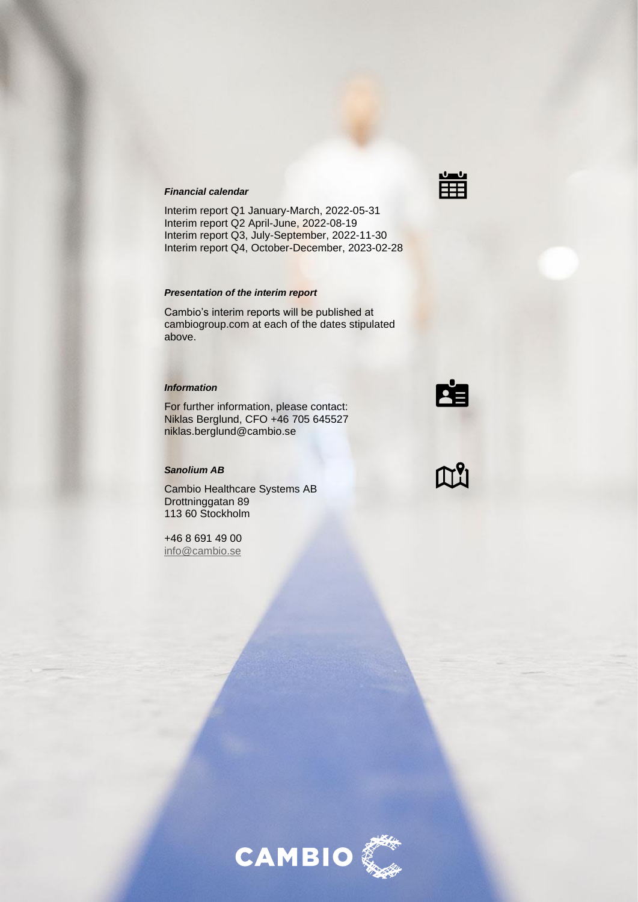***Financial calendar***

Interim report Q1 January-March, 2022-05-31
Interim report Q2 April-June, 2022-08-19
Interim report Q3, July-September, 2022-11-30
Interim report Q4, October-December, 2023-02-28

***Presentation of the interim report***

Cambio's interim reports will be published at cambiogroup.com at each of the dates stipulated above.

***Information***

For further information, please contact:
Niklas Berglund, CFO +46 705 645527
niklas.berglund@cambio.se

***Sanolium AB***

Cambio Healthcare Systems AB
Drottninggatan 89
113 60 Stockholm

+46 8 691 49 00
info@cambio.se

CAMBIO